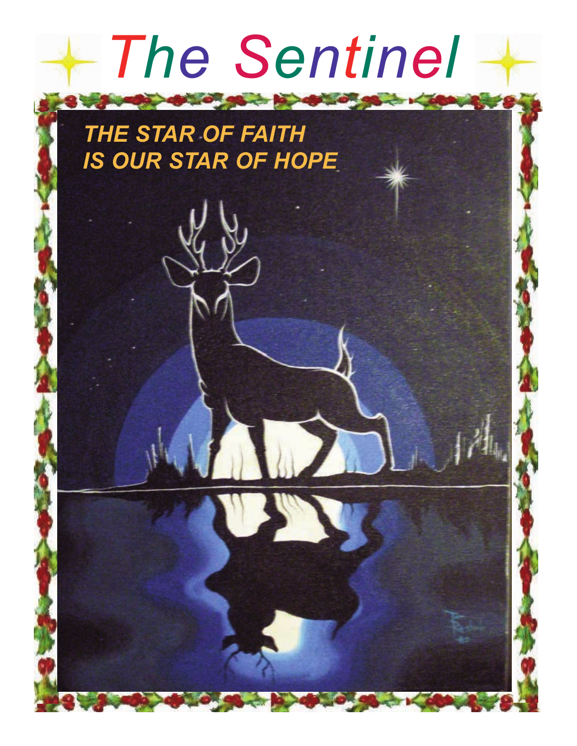# The Sentinel

***THE STAR OF FAITH IS OUR STAR OF HOPE***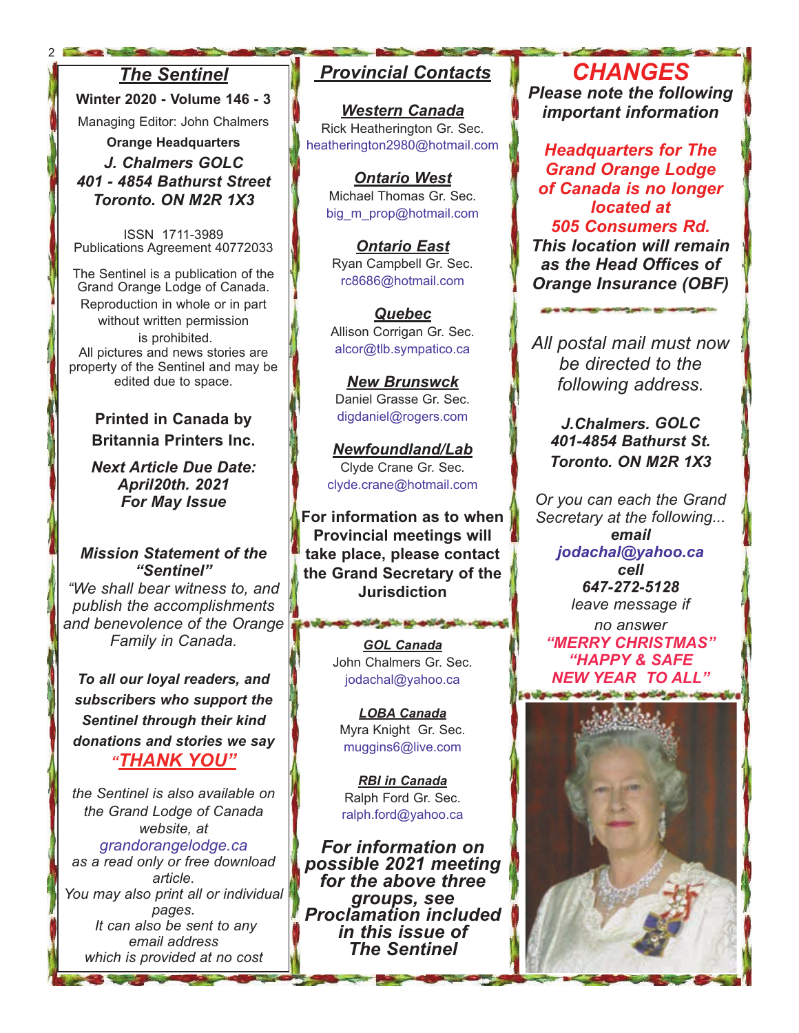## The Sentinel

**Winter 2020 - Volume 146 - 3**

Managing Editor: John Chalmers

**Orange Headquarters**

***J. Chalmers GOLC***
***401 - 4854 Bathurst Street***
***Toronto. ON M2R 1X3***

ISSN 1711-3989
Publications Agreement 40772033

The Sentinel is a publication of the Grand Orange Lodge of Canada. Reproduction in whole or in part without written permission is prohibited.
All pictures and news stories are property of the Sentinel and may be edited due to space.

**Printed in Canada by Britannia Printers Inc.**

***Next Article Due Date: April20th. 2021 For May Issue***

***Mission Statement of the "Sentinel"***

*"We shall bear witness to, and publish the accomplishments and benevolence of the Orange Family in Canada.*

***To all our loyal readers, and subscribers who support the Sentinel through their kind donations and stories we say "THANK YOU"***

*the Sentinel is also available on the Grand Lodge of Canada website, at*
*grandorangelodge.ca*
*as a read only or free download article.*
*You may also print all or individual pages.*
*It can also be sent to any email address which is provided at no cost*

## Provincial Contacts

***Western Canada***
Rick Heatherington Gr. Sec.
heatherington2980@hotmail.com

***Ontario West***
Michael Thomas Gr. Sec.
big_m_prop@hotmail.com

***Ontario East***
Ryan Campbell Gr. Sec.
rc8686@hotmail.com

***Quebec***
Allison Corrigan Gr. Sec.
alcor@tlb.sympatico.ca

***New Brunswck***
Daniel Grasse Gr. Sec.
digdaniel@rogers.com

***Newfoundland/Lab***
Clyde Crane Gr. Sec.
clyde.crane@hotmail.com

**For information as to when Provincial meetings will take place, please contact the Grand Secretary of the Jurisdiction**

***GOL Canada***
John Chalmers Gr. Sec.
jodachal@yahoo.ca

***LOBA Canada***
Myra Knight Gr. Sec.
muggins6@live.com

***RBI in Canada***
Ralph Ford Gr. Sec.
ralph.ford@yahoo.ca

***For information on possible 2021 meeting for the above three groups, see Proclamation included in this issue of The Sentinel***

## *CHANGES*

***Please note the following important information***

***Headquarters for The Grand Orange Lodge of Canada is no longer located at 505 Consumers Rd.***
***This location will remain as the Head Offices of Orange Insurance (OBF)***

*All postal mail must now be directed to the following address.*

***J.Chalmers. GOLC***
***401-4854 Bathurst St.***
***Toronto. ON M2R 1X3***

*Or you can each the Grand Secretary at the following...*
***email***
***jodachal@yahoo.ca***
***cell***
***647-272-5128***
*leave message if no answer*

***"MERRY CHRISTMAS"***
***"HAPPY & SAFE NEW YEAR TO ALL"***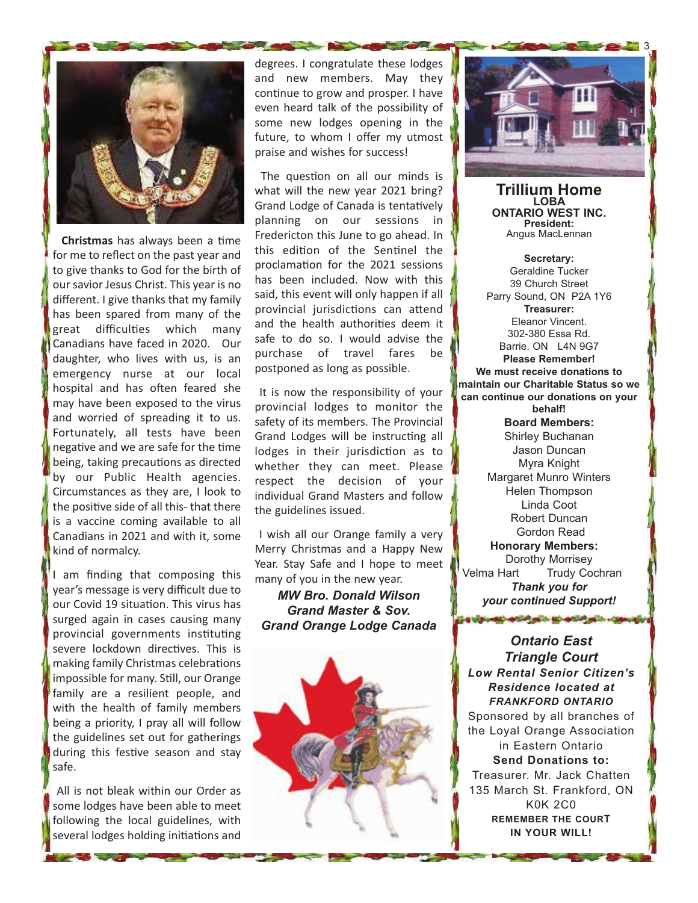**Christmas** has always been a time for me to reflect on the past year and to give thanks to God for the birth of our savior Jesus Christ. This year is no different. I give thanks that my family has been spared from many of the great difficulties which many Canadians have faced in 2020. Our daughter, who lives with us, is an emergency nurse at our local hospital and has often feared she may have been exposed to the virus and worried of spreading it to us. Fortunately, all tests have been negative and we are safe for the time being, taking precautions as directed by our Public Health agencies. Circumstances as they are, I look to the positive side of all this- that there is a vaccine coming available to all Canadians in 2021 and with it, some kind of normalcy.

I am finding that composing this year's message is very difficult due to our Covid 19 situation. This virus has surged again in cases causing many provincial governments instituting severe lockdown directives. This is making family Christmas celebrations impossible for many. Still, our Orange family are a resilient people, and with the health of family members being a priority, I pray all will follow the guidelines set out for gatherings during this festive season and stay safe.

All is not bleak within our Order as some lodges have been able to meet following the local guidelines, with several lodges holding initiations and degrees. I congratulate these lodges and new members. May they continue to grow and prosper. I have even heard talk of the possibility of some new lodges opening in the future, to whom I offer my utmost praise and wishes for success!

The question on all our minds is what will the new year 2021 bring? Grand Lodge of Canada is tentatively planning on our sessions in Fredericton this June to go ahead. In this edition of the Sentinel the proclamation for the 2021 sessions has been included. Now with this said, this event will only happen if all provincial jurisdictions can attend and the health authorities deem it safe to do so. I would advise the purchase of travel fares be postponed as long as possible.

It is now the responsibility of your provincial lodges to monitor the safety of its members. The Provincial Grand Lodges will be instructing all lodges in their jurisdiction as to whether they can meet. Please respect the decision of your individual Grand Masters and follow the guidelines issued.

I wish all our Orange family a very Merry Christmas and a Happy New Year. Stay Safe and I hope to meet many of you in the new year.

***MW Bro. Donald Wilson***
***Grand Master & Sov.***
***Grand Orange Lodge Canada***

## Trillium Home

**LOBA**
**ONTARIO WEST INC.**

**President:**
Angus MacLennan

**Secretary:**
Geraldine Tucker
39 Church Street
Parry Sound, ON P2A 1Y6

**Treasurer:**
Eleanor Vincent.
302-380 Essa Rd.
Barrie. ON L4N 9G7

**Please Remember!**
**We must receive donations to maintain our Charitable Status so we can continue our donations on your behalf!**

**Board Members:**
Shirley Buchanan
Jason Duncan
Myra Knight
Margaret Munro Winters
Helen Thompson
Linda Coot
Robert Duncan
Gordon Read

**Honorary Members:**
Dorothy Morrisey
Velma Hart    Trudy Cochran

***Thank you for your continued Support!***

## *Ontario East Triangle Court*

***Low Rental Senior Citizen's Residence located at FRANKFORD ONTARIO***

Sponsored by all branches of the Loyal Orange Association in Eastern Ontario

**Send Donations to:**
Treasurer. Mr. Jack Chatten
135 March St. Frankford, ON
K0K 2C0

**REMEMBER THE COURT IN YOUR WILL!**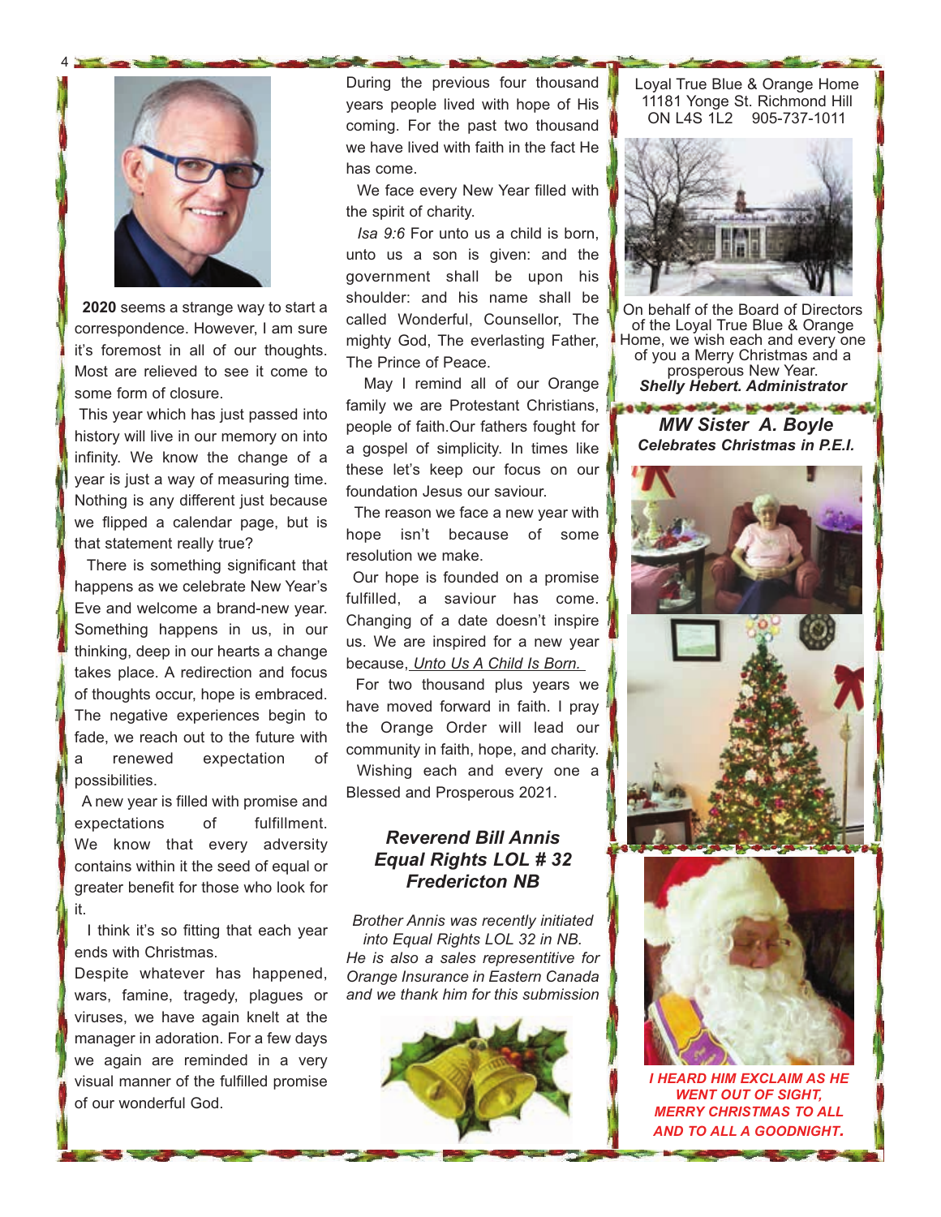**2020** seems a strange way to start a correspondence. However, I am sure it's foremost in all of our thoughts. Most are relieved to see it come to some form of closure.

This year which has just passed into history will live in our memory on into infinity. We know the change of a year is just a way of measuring time. Nothing is any different just because we flipped a calendar page, but is that statement really true?

There is something significant that happens as we celebrate New Year's Eve and welcome a brand-new year. Something happens in us, in our thinking, deep in our hearts a change takes place. A redirection and focus of thoughts occur, hope is embraced. The negative experiences begin to fade, we reach out to the future with a renewed expectation of possibilities.

A new year is filled with promise and expectations of fulfillment. We know that every adversity contains within it the seed of equal or greater benefit for those who look for it.

I think it's so fitting that each year ends with Christmas.

Despite whatever has happened, wars, famine, tragedy, plagues or viruses, we have again knelt at the manger in adoration. For a few days we again are reminded in a very visual manner of the fulfilled promise of our wonderful God.

During the previous four thousand years people lived with hope of His coming. For the past two thousand we have lived with faith in the fact He has come.

We face every New Year filled with the spirit of charity.

*Isa 9:6* For unto us a child is born, unto us a son is given: and the government shall be upon his shoulder: and his name shall be called Wonderful, Counsellor, The mighty God, The everlasting Father, The Prince of Peace.

May I remind all of our Orange family we are Protestant Christians, people of faith.Our fathers fought for a gospel of simplicity. In times like these let's keep our focus on our foundation Jesus our saviour.

The reason we face a new year with hope isn't because of some resolution we make.

Our hope is founded on a promise fulfilled, a saviour has come. Changing of a date doesn't inspire us. We are inspired for a new year because, *Unto Us A Child Is Born.*

For two thousand plus years we have moved forward in faith. I pray the Orange Order will lead our community in faith, hope, and charity.

Wishing each and every one a Blessed and Prosperous 2021.

***Reverend Bill Annis***
***Equal Rights LOL # 32***
***Fredericton NB***

*Brother Annis was recently initiated into Equal Rights LOL 32 in NB. He is also a sales representitive for Orange Insurance in Eastern Canada and we thank him for this submission*

Loyal True Blue & Orange Home
11181 Yonge St. Richmond Hill
ON L4S 1L2 905-737-1011

On behalf of the Board of Directors of the Loyal True Blue & Orange Home, we wish each and every one of you a Merry Christmas and a prosperous New Year.

***Shelly Hebert. Administrator***

***MW Sister A. Boyle***
***Celebrates Christmas in P.E.I.***

***I HEARD HIM EXCLAIM AS HE WENT OUT OF SIGHT, MERRY CHRISTMAS TO ALL AND TO ALL A GOODNIGHT.***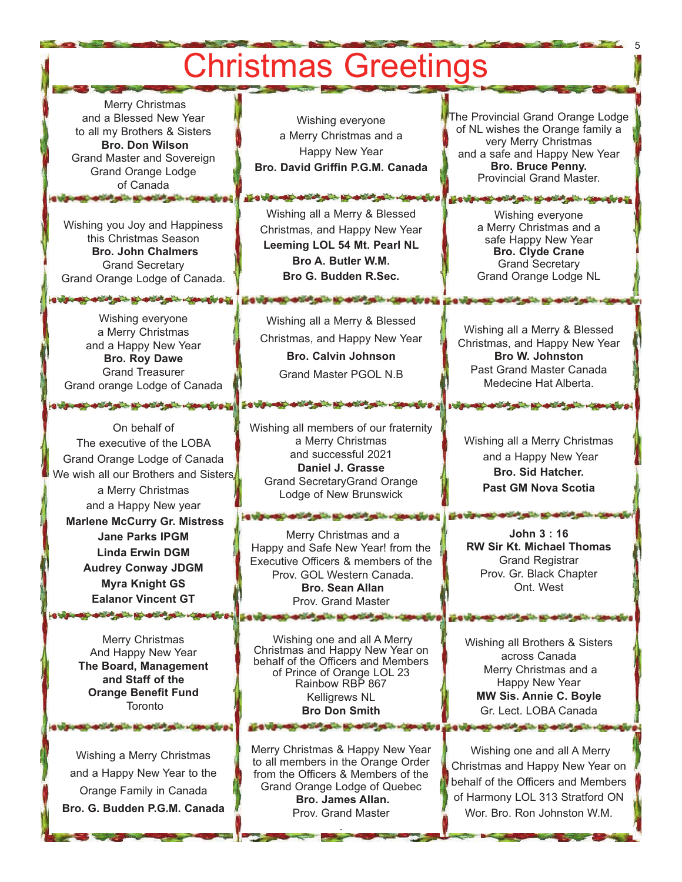# Christmas Greetings

Merry Christmas
and a Blessed New Year
to all my Brothers & Sisters
**Bro. Don Wilson**
Grand Master and Sovereign
Grand Orange Lodge
of Canada

Wishing you Joy and Happiness
this Christmas Season
**Bro. John Chalmers**
Grand Secretary
Grand Orange Lodge of Canada.

Wishing everyone
a Merry Christmas
and a Happy New Year
**Bro. Roy Dawe**
Grand Treasurer
Grand orange Lodge of Canada

On behalf of
The executive of the LOBA
Grand Orange Lodge of Canada
We wish all our Brothers and Sisters
a Merry Christmas
and a Happy New year
**Marlene McCurry Gr. Mistress**
**Jane Parks IPGM**
**Linda Erwin DGM**
**Audrey Conway JDGM**
**Myra Knight GS**
**Ealanor Vincent GT**

Merry Christmas
And Happy New Year
**The Board, Management**
**and Staff of the**
**Orange Benefit Fund**
Toronto

Wishing a Merry Christmas
and a Happy New Year to the
Orange Family in Canada
**Bro. G. Budden P.G.M. Canada**

Wishing everyone
a Merry Christmas and a
Happy New Year
**Bro. David Griffin P.G.M. Canada**

Wishing all a Merry & Blessed
Christmas, and Happy New Year
**Leeming LOL 54 Mt. Pearl NL**
**Bro A. Butler W.M.**
**Bro G. Budden R.Sec.**

Wishing all a Merry & Blessed
Christmas, and Happy New Year
**Bro. Calvin Johnson**
Grand Master PGOL N.B

Wishing all members of our fraternity
a Merry Christmas
and successful 2021
**Daniel J. Grasse**
Grand SecretaryGrand Orange
Lodge of New Brunswick

Merry Christmas and a
Happy and Safe New Year! from the
Executive Officers & members of the
Prov. GOL Western Canada.
**Bro. Sean Allan**
Prov. Grand Master

Wishing one and all A Merry
Christmas and Happy New Year on
behalf of the Officers and Members
of Prince of Orange LOL 23
Rainbow RBP 867
Kelligrews NL
**Bro Don Smith**

Merry Christmas & Happy New Year
to all members in the Orange Order
from the Officers & Members of the
Grand Orange Lodge of Quebec
**Bro. James Allan.**
Prov. Grand Master

The Provincial Grand Orange Lodge
of NL wishes the Orange family a
very Merry Christmas
and a safe and Happy New Year
**Bro. Bruce Penny.**
Provincial Grand Master.

Wishing everyone
a Merry Christmas and a
safe Happy New Year
**Bro. Clyde Crane**
Grand Secretary
Grand Orange Lodge NL

Wishing all a Merry & Blessed
Christmas, and Happy New Year
**Bro W. Johnston**
Past Grand Master Canada
Medecine Hat Alberta.

Wishing all a Merry Christmas
and a Happy New Year
**Bro. Sid Hatcher.**
**Past GM Nova Scotia**

**John 3 : 16**
**RW Sir Kt. Michael Thomas**
Grand Registrar
Prov. Gr. Black Chapter
Ont. West

Wishing all Brothers & Sisters
across Canada
Merry Christmas and a
Happy New Year
**MW Sis. Annie C. Boyle**
Gr. Lect. LOBA Canada

Wishing one and all A Merry
Christmas and Happy New Year on
behalf of the Officers and Members
of Harmony LOL 313 Stratford ON
Wor. Bro. Ron Johnston W.M.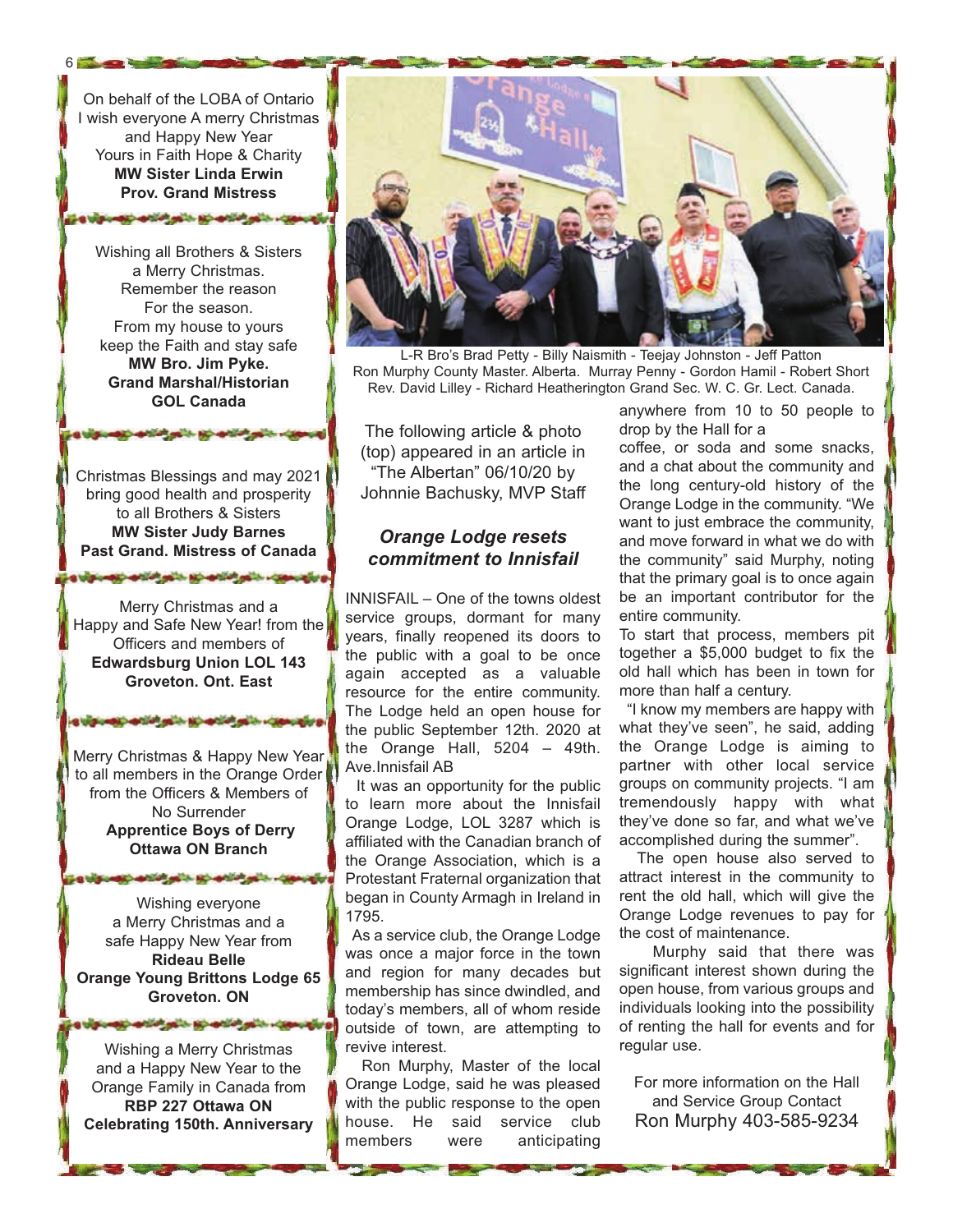On behalf of the LOBA of Ontario
I wish everyone A merry Christmas
and Happy New Year
Yours in Faith Hope & Charity
**MW Sister Linda Erwin**
**Prov. Grand Mistress**

Wishing all Brothers & Sisters
a Merry Christmas.
Remember the reason
For the season.
From my house to yours
keep the Faith and stay safe
**MW Bro. Jim Pyke.**
**Grand Marshal/Historian**
**GOL Canada**

Christmas Blessings and may 2021
bring good health and prosperity
to all Brothers & Sisters
**MW Sister Judy Barnes**
**Past Grand. Mistress of Canada**

Merry Christmas and a
Happy and Safe New Year! from the
Officers and members of
**Edwardsburg Union LOL 143**
**Groveton. Ont. East**

Merry Christmas & Happy New Year
to all members in the Orange Order
from the Officers & Members of
No Surrender
**Apprentice Boys of Derry**
**Ottawa ON Branch**

Wishing everyone
a Merry Christmas and a
safe Happy New Year from
**Rideau Belle**
**Orange Young Brittons Lodge 65**
**Groveton. ON**

Wishing a Merry Christmas
and a Happy New Year to the
Orange Family in Canada from
**RBP 227 Ottawa ON**
**Celebrating 150th. Anniversary**

L-R Bro's Brad Petty - Billy Naismith - Teejay Johnston - Jeff Patton
Ron Murphy County Master. Alberta. Murray Penny - Gordon Hamil - Robert Short
Rev. David Lilley - Richard Heatherington Grand Sec. W. C. Gr. Lect. Canada.

The following article & photo (top) appeared in an article in "The Albertan" 06/10/20 by Johnnie Bachusky, MVP Staff

## *Orange Lodge resets commitment to Innisfail*

INNISFAIL – One of the towns oldest service groups, dormant for many years, finally reopened its doors to the public with a goal to be once again accepted as a valuable resource for the entire community. The Lodge held an open house for the public September 12th. 2020 at the Orange Hall, 5204 – 49th. Ave.Innisfail AB

It was an opportunity for the public to learn more about the Innisfail Orange Lodge, LOL 3287 which is affiliated with the Canadian branch of the Orange Association, which is a Protestant Fraternal organization that began in County Armagh in Ireland in 1795.

As a service club, the Orange Lodge was once a major force in the town and region for many decades but membership has since dwindled, and today's members, all of whom reside outside of town, are attempting to revive interest.

Ron Murphy, Master of the local Orange Lodge, said he was pleased with the public response to the open house. He said service club members were anticipating anywhere from 10 to 50 people to drop by the Hall for a coffee, or soda and some snacks, and a chat about the community and the long century-old history of the Orange Lodge in the community. "We want to just embrace the community, and move forward in what we do with the community" said Murphy, noting that the primary goal is to once again be an important contributor for the entire community.

To start that process, members pit together a $5,000 budget to fix the old hall which has been in town for more than half a century.

"I know my members are happy with what they've seen", he said, adding the Orange Lodge is aiming to partner with other local service groups on community projects. "I am tremendously happy with what they've done so far, and what we've accomplished during the summer".

The open house also served to attract interest in the community to rent the old hall, which will give the Orange Lodge revenues to pay for the cost of maintenance.

Murphy said that there was significant interest shown during the open house, from various groups and individuals looking into the possibility of renting the hall for events and for regular use.

For more information on the Hall and Service Group Contact
Ron Murphy 403-585-9234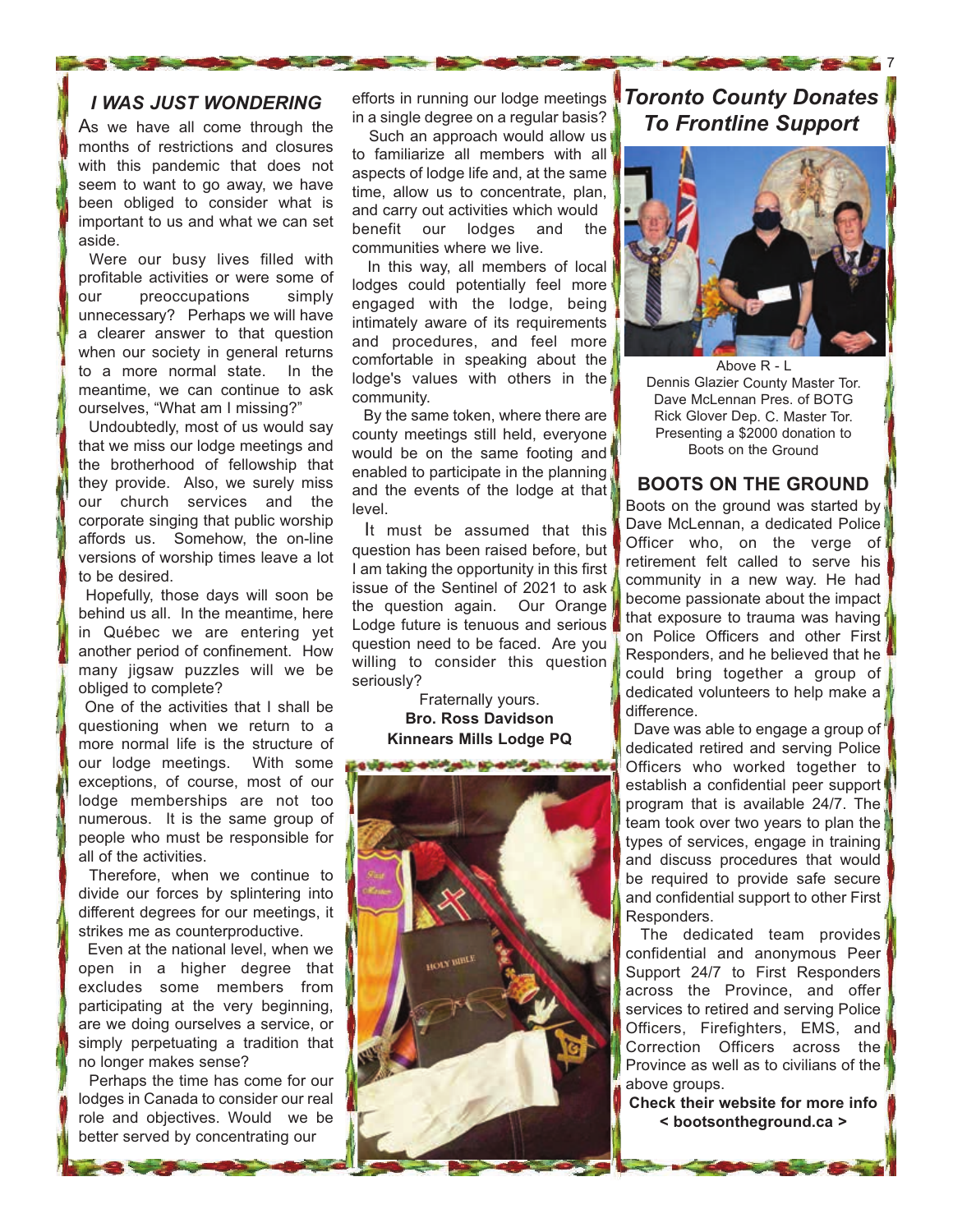## *I WAS JUST WONDERING*

As we have all come through the months of restrictions and closures with this pandemic that does not seem to want to go away, we have been obliged to consider what is important to us and what we can set aside.

Were our busy lives filled with profitable activities or were some of our preoccupations simply unnecessary? Perhaps we will have a clearer answer to that question when our society in general returns to a more normal state. In the meantime, we can continue to ask ourselves, "What am I missing?"

Undoubtedly, most of us would say that we miss our lodge meetings and the brotherhood of fellowship that they provide. Also, we surely miss our church services and the corporate singing that public worship affords us. Somehow, the on-line versions of worship times leave a lot to be desired.

Hopefully, those days will soon be behind us all. In the meantime, here in Québec we are entering yet another period of confinement. How many jigsaw puzzles will we be obliged to complete?

One of the activities that I shall be questioning when we return to a more normal life is the structure of our lodge meetings. With some exceptions, of course, most of our lodge memberships are not too numerous. It is the same group of people who must be responsible for all of the activities.

Therefore, when we continue to divide our forces by splintering into different degrees for our meetings, it strikes me as counterproductive.

Even at the national level, when we open in a higher degree that excludes some members from participating at the very beginning, are we doing ourselves a service, or simply perpetuating a tradition that no longer makes sense?

Perhaps the time has come for our lodges in Canada to consider our real role and objectives. Would we be better served by concentrating our efforts in running our lodge meetings in a single degree on a regular basis?

Such an approach would allow us to familiarize all members with all aspects of lodge life and, at the same time, allow us to concentrate, plan, and carry out activities which would benefit our lodges and the communities where we live.

In this way, all members of local lodges could potentially feel more engaged with the lodge, being intimately aware of its requirements and procedures, and feel more comfortable in speaking about the lodge's values with others in the community.

By the same token, where there are county meetings still held, everyone would be on the same footing and enabled to participate in the planning and the events of the lodge at that level.

It must be assumed that this question has been raised before, but I am taking the opportunity in this first issue of the Sentinel of 2021 to ask the question again. Our Orange Lodge future is tenuous and serious question need to be faced. Are you willing to consider this question seriously?

Fraternally yours.
**Bro. Ross Davidson**
**Kinnears Mills Lodge PQ**

## *Toronto County Donates To Frontline Support*

Above R - L
Dennis Glazier County Master Tor.
Dave McLennan Pres. of BOTG
Rick Glover Dep. C. Master Tor.
Presenting a $2000 donation to Boots on the Ground

### BOOTS ON THE GROUND

Boots on the ground was started by Dave McLennan, a dedicated Police Officer who, on the verge of retirement felt called to serve his community in a new way. He had become passionate about the impact that exposure to trauma was having on Police Officers and other First Responders, and he believed that he could bring together a group of dedicated volunteers to help make a difference.

Dave was able to engage a group of dedicated retired and serving Police Officers who worked together to establish a confidential peer support program that is available 24/7. The team took over two years to plan the types of services, engage in training and discuss procedures that would be required to provide safe secure and confidential support to other First Responders.

The dedicated team provides confidential and anonymous Peer Support 24/7 to First Responders across the Province, and offer services to retired and serving Police Officers, Firefighters, EMS, and Correction Officers across the Province as well as to civilians of the above groups.

**Check their website for more info < bootsontheground.ca >**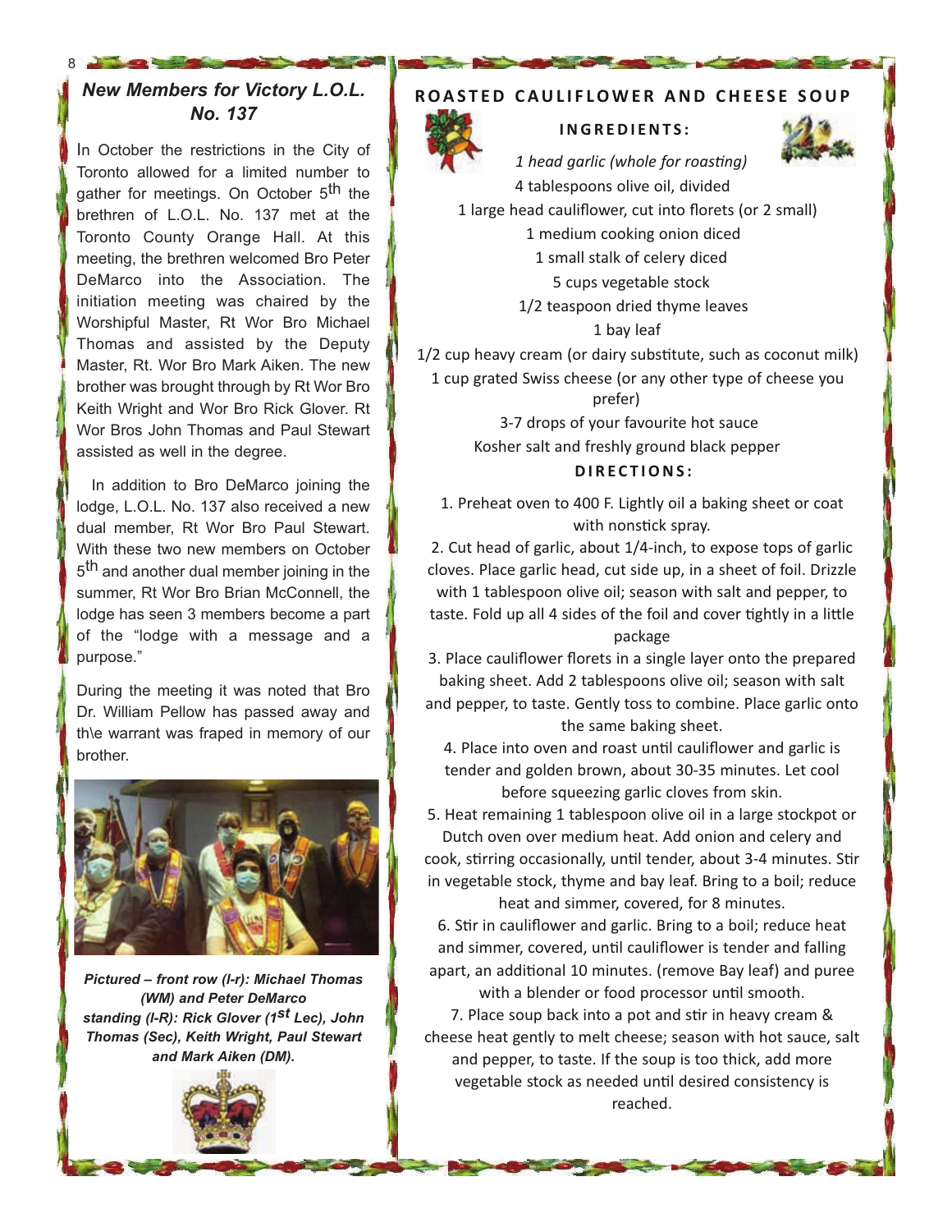## *New Members for Victory L.O.L. No. 137*

In October the restrictions in the City of Toronto allowed for a limited number to gather for meetings. On October 5th the brethren of L.O.L. No. 137 met at the Toronto County Orange Hall. At this meeting, the brethren welcomed Bro Peter DeMarco into the Association. The initiation meeting was chaired by the Worshipful Master, Rt Wor Bro Michael Thomas and assisted by the Deputy Master, Rt. Wor Bro Mark Aiken. The new brother was brought through by Rt Wor Bro Keith Wright and Wor Bro Rick Glover. Rt Wor Bros John Thomas and Paul Stewart assisted as well in the degree.

In addition to Bro DeMarco joining the lodge, L.O.L. No. 137 also received a new dual member, Rt Wor Bro Paul Stewart. With these two new members on October 5th and another dual member joining in the summer, Rt Wor Bro Brian McConnell, the lodge has seen 3 members become a part of the "lodge with a message and a purpose."

During the meeting it was noted that Bro Dr. William Pellow has passed away and th\e warrant was fraped in memory of our brother.

***Pictured – front row (l-r): Michael Thomas (WM) and Peter DeMarco standing (l-R): Rick Glover (1st Lec), John Thomas (Sec), Keith Wright, Paul Stewart and Mark Aiken (DM).***

## ROASTED CAULIFLOWER AND CHEESE SOUP

### INGREDIENTS:

*1 head garlic (whole for roasting)*
4 tablespoons olive oil, divided
1 large head cauliflower, cut into florets (or 2 small)
1 medium cooking onion diced
1 small stalk of celery diced
5 cups vegetable stock
1/2 teaspoon dried thyme leaves
1 bay leaf
1/2 cup heavy cream (or dairy substitute, such as coconut milk)
1 cup grated Swiss cheese (or any other type of cheese you prefer)
3-7 drops of your favourite hot sauce
Kosher salt and freshly ground black pepper

### DIRECTIONS:

1. Preheat oven to 400 F. Lightly oil a baking sheet or coat with nonstick spray.
2. Cut head of garlic, about 1/4-inch, to expose tops of garlic cloves. Place garlic head, cut side up, in a sheet of foil. Drizzle with 1 tablespoon olive oil; season with salt and pepper, to taste. Fold up all 4 sides of the foil and cover tightly in a little package
3. Place cauliflower florets in a single layer onto the prepared baking sheet. Add 2 tablespoons olive oil; season with salt and pepper, to taste. Gently toss to combine. Place garlic onto the same baking sheet.
4. Place into oven and roast until cauliflower and garlic is tender and golden brown, about 30-35 minutes. Let cool before squeezing garlic cloves from skin.
5. Heat remaining 1 tablespoon olive oil in a large stockpot or Dutch oven over medium heat. Add onion and celery and cook, stirring occasionally, until tender, about 3-4 minutes. Stir in vegetable stock, thyme and bay leaf. Bring to a boil; reduce heat and simmer, covered, for 8 minutes.
6. Stir in cauliflower and garlic. Bring to a boil; reduce heat and simmer, covered, until cauliflower is tender and falling apart, an additional 10 minutes. (remove Bay leaf) and puree with a blender or food processor until smooth.
7. Place soup back into a pot and stir in heavy cream & cheese heat gently to melt cheese; season with hot sauce, salt and pepper, to taste. If the soup is too thick, add more vegetable stock as needed until desired consistency is reached.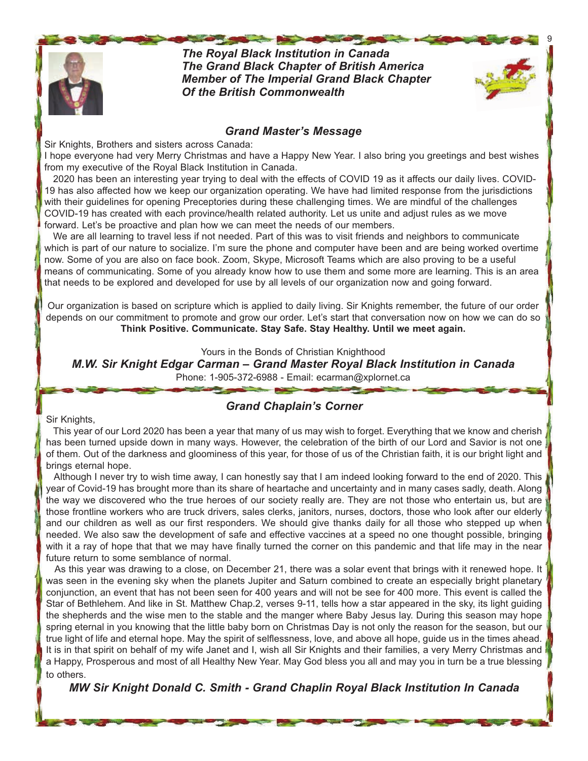***The Royal Black Institution in Canada***
***The Grand Black Chapter of British America***
***Member of The Imperial Grand Black Chapter***
***Of the British Commonwealth***

## *Grand Master's Message*

Sir Knights, Brothers and sisters across Canada:

I hope everyone had very Merry Christmas and have a Happy New Year. I also bring you greetings and best wishes from my executive of the Royal Black Institution in Canada.

2020 has been an interesting year trying to deal with the effects of COVID 19 as it affects our daily lives. COVID-19 has also affected how we keep our organization operating. We have had limited response from the jurisdictions with their guidelines for opening Preceptories during these challenging times. We are mindful of the challenges COVID-19 has created with each province/health related authority. Let us unite and adjust rules as we move forward. Let's be proactive and plan how we can meet the needs of our members.

We are all learning to travel less if not needed. Part of this was to visit friends and neighbors to communicate which is part of our nature to socialize. I'm sure the phone and computer have been and are being worked overtime now. Some of you are also on face book. Zoom, Skype, Microsoft Teams which are also proving to be a useful means of communicating. Some of you already know how to use them and some more are learning. This is an area that needs to be explored and developed for use by all levels of our organization now and going forward.

Our organization is based on scripture which is applied to daily living. Sir Knights remember, the future of our order depends on our commitment to promote and grow our order. Let's start that conversation now on how we can do so

**Think Positive. Communicate. Stay Safe. Stay Healthy. Until we meet again.**

Yours in the Bonds of Christian Knighthood

***M.W. Sir Knight Edgar Carman – Grand Master Royal Black Institution in Canada***

Phone: 1-905-372-6988 - Email: ecarman@xplornet.ca

## *Grand Chaplain's Corner*

Sir Knights,

This year of our Lord 2020 has been a year that many of us may wish to forget. Everything that we know and cherish has been turned upside down in many ways. However, the celebration of the birth of our Lord and Savior is not one of them. Out of the darkness and gloominess of this year, for those of us of the Christian faith, it is our bright light and brings eternal hope.

Although I never try to wish time away, I can honestly say that I am indeed looking forward to the end of 2020. This year of Covid-19 has brought more than its share of heartache and uncertainty and in many cases sadly, death. Along the way we discovered who the true heroes of our society really are. They are not those who entertain us, but are those frontline workers who are truck drivers, sales clerks, janitors, nurses, doctors, those who look after our elderly and our children as well as our first responders. We should give thanks daily for all those who stepped up when needed. We also saw the development of safe and effective vaccines at a speed no one thought possible, bringing with it a ray of hope that that we may have finally turned the corner on this pandemic and that life may in the near future return to some semblance of normal.

As this year was drawing to a close, on December 21, there was a solar event that brings with it renewed hope. It was seen in the evening sky when the planets Jupiter and Saturn combined to create an especially bright planetary conjunction, an event that has not been seen for 400 years and will not be see for 400 more. This event is called the Star of Bethlehem. And like in St. Matthew Chap.2, verses 9-11, tells how a star appeared in the sky, its light guiding the shepherds and the wise men to the stable and the manger where Baby Jesus lay. During this season may hope spring eternal in you knowing that the little baby born on Christmas Day is not only the reason for the season, but our true light of life and eternal hope. May the spirit of selflessness, love, and above all hope, guide us in the times ahead. It is in that spirit on behalf of my wife Janet and I, wish all Sir Knights and their families, a very Merry Christmas and a Happy, Prosperous and most of all Healthy New Year. May God bless you all and may you in turn be a true blessing to others.

***MW Sir Knight Donald C. Smith - Grand Chaplin Royal Black Institution In Canada***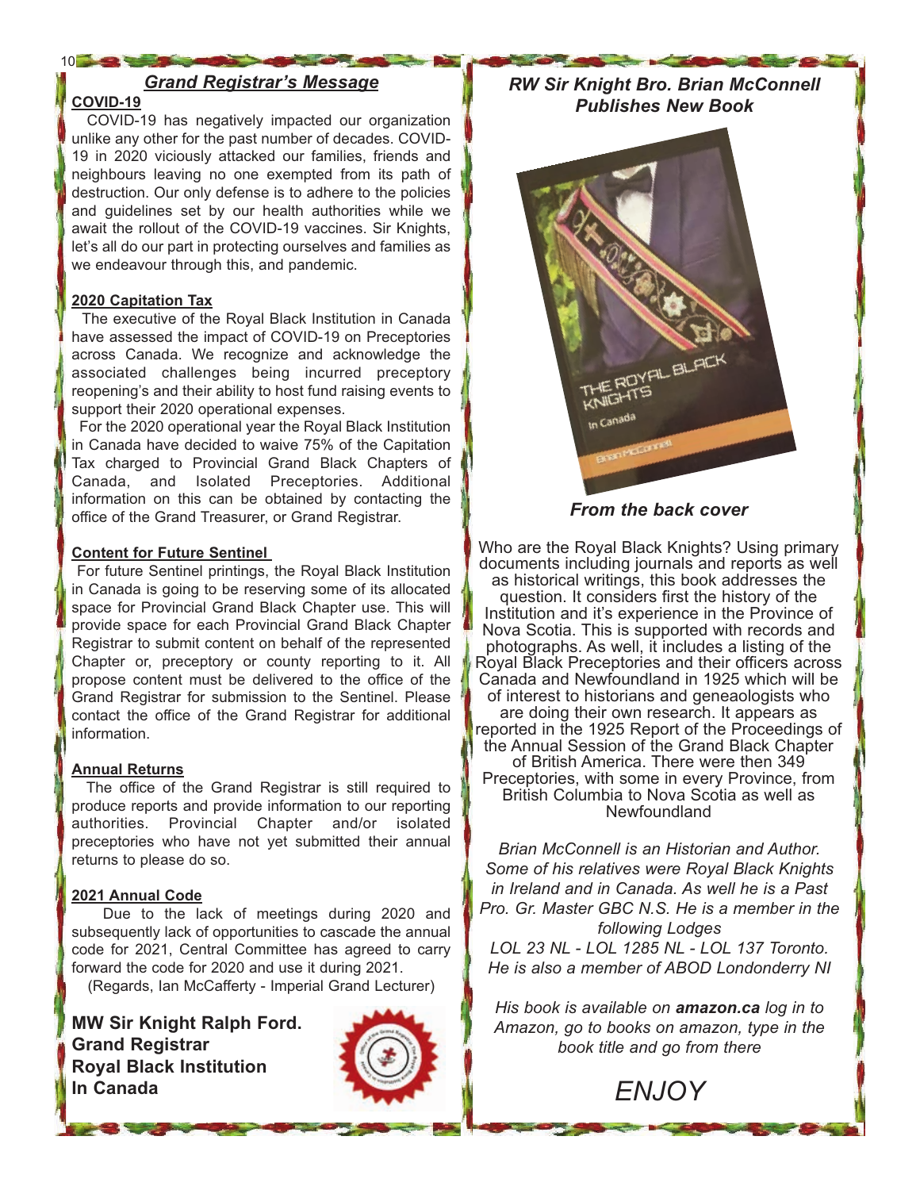## *Grand Registrar's Message*

**COVID-19**

COVID-19 has negatively impacted our organization unlike any other for the past number of decades. COVID-19 in 2020 viciously attacked our families, friends and neighbours leaving no one exempted from its path of destruction. Our only defense is to adhere to the policies and guidelines set by our health authorities while we await the rollout of the COVID-19 vaccines. Sir Knights, let's all do our part in protecting ourselves and families as we endeavour through this, and pandemic.

**2020 Capitation Tax**

The executive of the Royal Black Institution in Canada have assessed the impact of COVID-19 on Preceptories across Canada. We recognize and acknowledge the associated challenges being incurred preceptory reopening's and their ability to host fund raising events to support their 2020 operational expenses.

For the 2020 operational year the Royal Black Institution in Canada have decided to waive 75% of the Capitation Tax charged to Provincial Grand Black Chapters of Canada, and Isolated Preceptories. Additional information on this can be obtained by contacting the office of the Grand Treasurer, or Grand Registrar.

**Content for Future Sentinel**

For future Sentinel printings, the Royal Black Institution in Canada is going to be reserving some of its allocated space for Provincial Grand Black Chapter use. This will provide space for each Provincial Grand Black Chapter Registrar to submit content on behalf of the represented Chapter or, preceptory or county reporting to it. All propose content must be delivered to the office of the Grand Registrar for submission to the Sentinel. Please contact the office of the Grand Registrar for additional information.

**Annual Returns**

The office of the Grand Registrar is still required to produce reports and provide information to our reporting authorities. Provincial Chapter and/or isolated preceptories who have not yet submitted their annual returns to please do so.

**2021 Annual Code**

Due to the lack of meetings during 2020 and subsequently lack of opportunities to cascade the annual code for 2021, Central Committee has agreed to carry forward the code for 2020 and use it during 2021.

(Regards, Ian McCafferty - Imperial Grand Lecturer)

**MW Sir Knight Ralph Ford.**
**Grand Registrar**
**Royal Black Institution**
**In Canada**

## *RW Sir Knight Bro. Brian McConnell Publishes New Book*

***From the back cover***

Who are the Royal Black Knights? Using primary documents including journals and reports as well as historical writings, this book addresses the question. It considers first the history of the Institution and it's experience in the Province of Nova Scotia. This is supported with records and photographs. As well, it includes a listing of the Royal Black Preceptories and their officers across Canada and Newfoundland in 1925 which will be of interest to historians and geneaologists who are doing their own research. It appears as reported in the 1925 Report of the Proceedings of the Annual Session of the Grand Black Chapter of British America. There were then 349 Preceptories, with some in every Province, from British Columbia to Nova Scotia as well as Newfoundland

*Brian McConnell is an Historian and Author. Some of his relatives were Royal Black Knights in Ireland and in Canada. As well he is a Past Pro. Gr. Master GBC N.S. He is a member in the following Lodges*
*LOL 23 NL - LOL 1285 NL - LOL 137 Toronto. He is also a member of ABOD Londonderry NI*

*His book is available on **amazon.ca** log in to Amazon, go to books on amazon, type in the book title and go from there*

*ENJOY*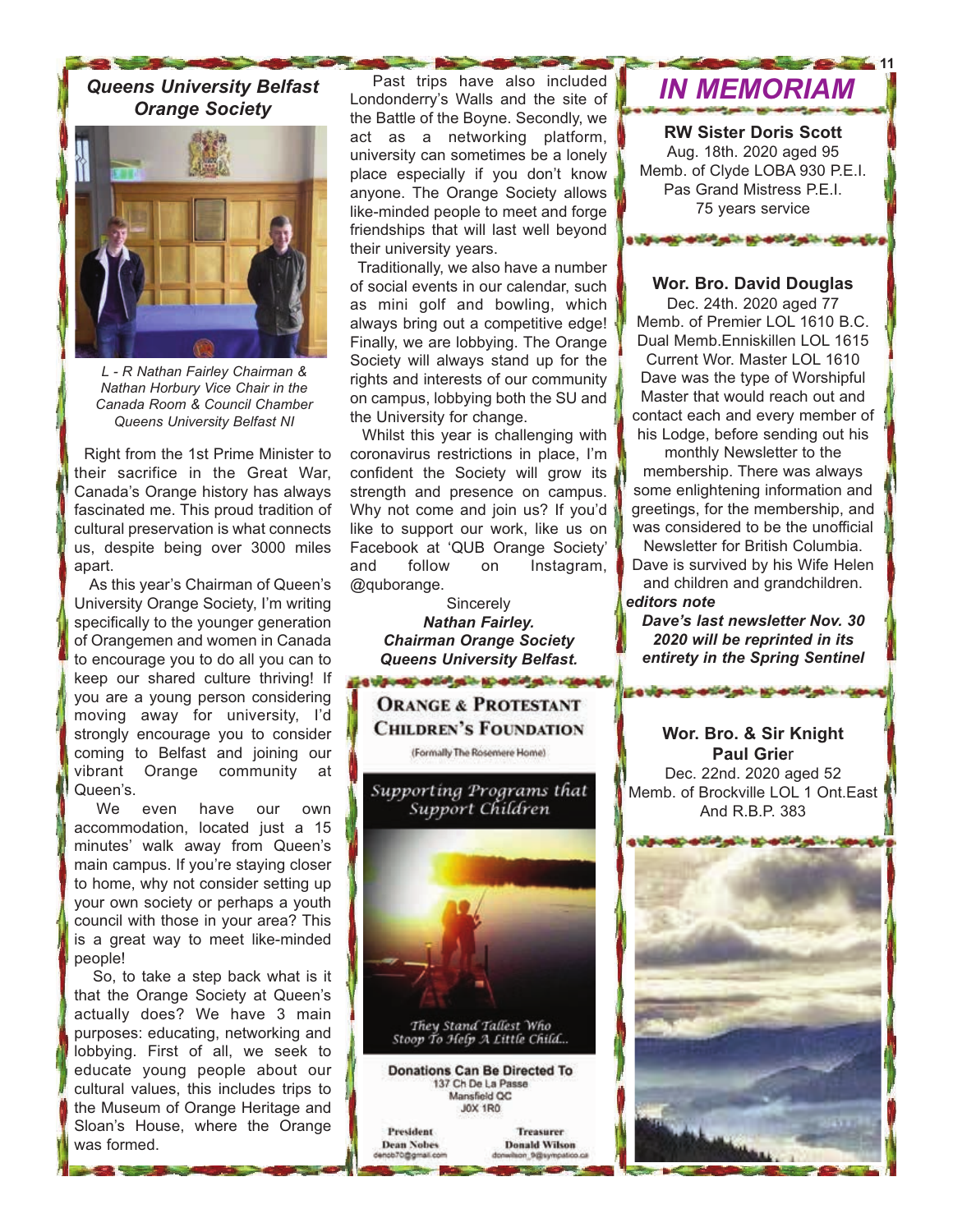## Queens University Belfast Orange Society

*L - R Nathan Fairley Chairman & Nathan Horbury Vice Chair in the Canada Room & Council Chamber Queens University Belfast NI*

Right from the 1st Prime Minister to their sacrifice in the Great War, Canada's Orange history has always fascinated me. This proud tradition of cultural preservation is what connects us, despite being over 3000 miles apart.

As this year's Chairman of Queen's University Orange Society, I'm writing specifically to the younger generation of Orangemen and women in Canada to encourage you to do all you can to keep our shared culture thriving! If you are a young person considering moving away for university, I'd strongly encourage you to consider coming to Belfast and joining our vibrant Orange community at Queen's.

We even have our own accommodation, located just a 15 minutes' walk away from Queen's main campus. If you're staying closer to home, why not consider setting up your own society or perhaps a youth council with those in your area? This is a great way to meet like-minded people!

So, to take a step back what is it that the Orange Society at Queen's actually does? We have 3 main purposes: educating, networking and lobbying. First of all, we seek to educate young people about our cultural values, this includes trips to the Museum of Orange Heritage and Sloan's House, where the Orange was formed.

Past trips have also included Londonderry's Walls and the site of the Battle of the Boyne. Secondly, we act as a networking platform, university can sometimes be a lonely place especially if you don't know anyone. The Orange Society allows like-minded people to meet and forge friendships that will last well beyond their university years.

Traditionally, we also have a number of social events in our calendar, such as mini golf and bowling, which always bring out a competitive edge! Finally, we are lobbying. The Orange Society will always stand up for the rights and interests of our community on campus, lobbying both the SU and the University for change.

Whilst this year is challenging with coronavirus restrictions in place, I'm confident the Society will grow its strength and presence on campus. Why not come and join us? If you'd like to support our work, like us on Facebook at 'QUB Orange Society' and follow on Instagram, @quborange.

Sincerely
***Nathan Fairley.***
***Chairman Orange Society***
***Queens University Belfast.***

---

**ORANGE & PROTESTANT CHILDREN'S FOUNDATION**

(Formally The Rosemere Home)

*Supporting Programs that Support Children*

*They Stand Tallest Who Stoop To Help A Little Child...*

**Donations Can Be Directed To**
137 Ch De La Passe
Mansfield QC
J0X 1R0

**President**
Dean Nobes
denob70@gmail.com

**Treasurer**
Donald Wilson
donwilson_9@sympatico.ca

---

## IN MEMORIAM

**RW Sister Doris Scott**
Aug. 18th. 2020 aged 95
Memb. of Clyde LOBA 930 P.E.I.
Pas Grand Mistress P.E.I.
75 years service

**Wor. Bro. David Douglas**
Dec. 24th. 2020 aged 77
Memb. of Premier LOL 1610 B.C.
Dual Memb.Enniskillen LOL 1615
Current Wor. Master LOL 1610
Dave was the type of Worshipful Master that would reach out and contact each and every member of his Lodge, before sending out his monthly Newsletter to the membership. There was always some enlightening information and greetings, for the membership, and was considered to be the unofficial Newsletter for British Columbia. Dave is survived by his Wife Helen and children and grandchildren.

***editors note***
***Dave's last newsletter Nov. 30 2020 will be reprinted in its entirety in the Spring Sentinel***

**Wor. Bro. & Sir Knight Paul Grier**
Dec. 22nd. 2020 aged 52
Memb. of Brockville LOL 1 Ont.East
And R.B.P. 383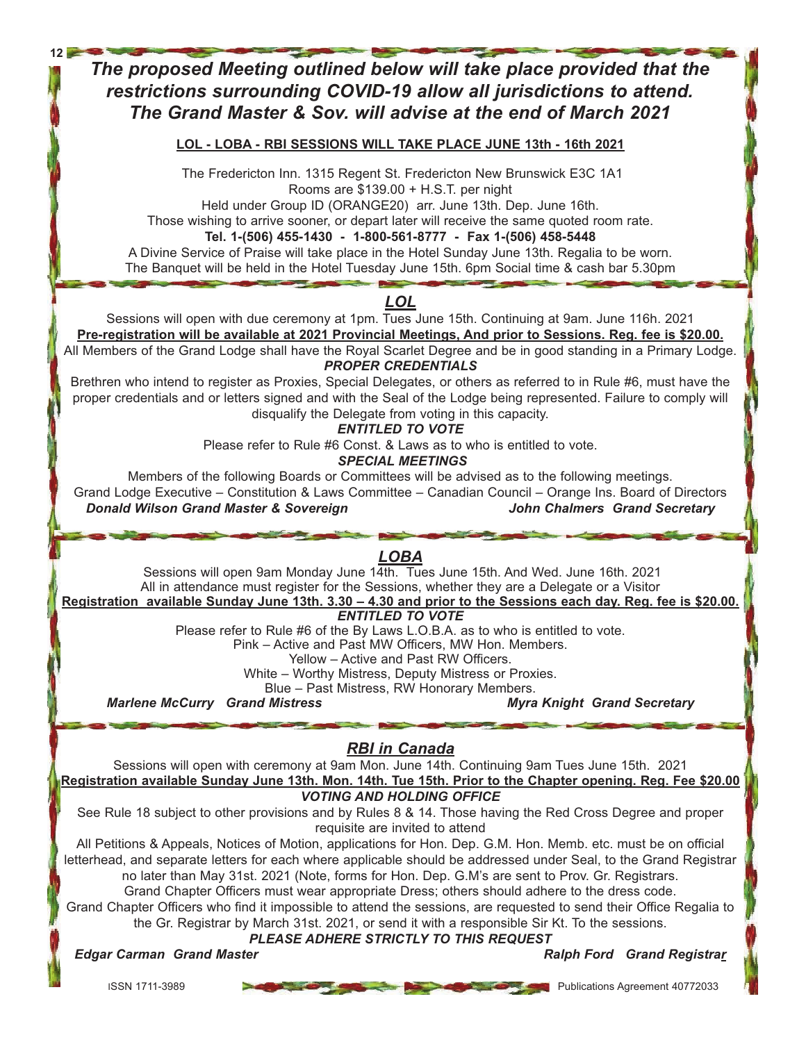***The proposed Meeting outlined below will take place provided that the restrictions surrounding COVID-19 allow all jurisdictions to attend. The Grand Master & Sov. will advise at the end of March 2021***

**LOL - LOBA - RBI SESSIONS WILL TAKE PLACE JUNE 13th - 16th 2021**

The Fredericton Inn. 1315 Regent St. Fredericton New Brunswick E3C 1A1
Rooms are $139.00 + H.S.T. per night
Held under Group ID (ORANGE20) arr. June 13th. Dep. June 16th.
Those wishing to arrive sooner, or depart later will receive the same quoted room rate.
**Tel. 1-(506) 455-1430 - 1-800-561-8777 - Fax 1-(506) 458-5448**
A Divine Service of Praise will take place in the Hotel Sunday June 13th. Regalia to be worn.
The Banquet will be held in the Hotel Tuesday June 15th. 6pm Social time & cash bar 5.30pm

## *LOL*

Sessions will open with due ceremony at 1pm. Tues June 15th. Continuing at 9am. June 116h. 2021
**Pre-registration will be available at 2021 Provincial Meetings, And prior to Sessions. Reg. fee is $20.00.**
All Members of the Grand Lodge shall have the Royal Scarlet Degree and be in good standing in a Primary Lodge.

***PROPER CREDENTIALS***

Brethren who intend to register as Proxies, Special Delegates, or others as referred to in Rule #6, must have the proper credentials and or letters signed and with the Seal of the Lodge being represented. Failure to comply will disqualify the Delegate from voting in this capacity.

***ENTITLED TO VOTE***

Please refer to Rule #6 Const. & Laws as to who is entitled to vote.

***SPECIAL MEETINGS***

Members of the following Boards or Committees will be advised as to the following meetings.
Grand Lodge Executive – Constitution & Laws Committee – Canadian Council – Orange Ins. Board of Directors

***Donald Wilson Grand Master & Sovereign*** ***John Chalmers Grand Secretary***

## *LOBA*

Sessions will open 9am Monday June 14th. Tues June 15th. And Wed. June 16th. 2021
All in attendance must register for the Sessions, whether they are a Delegate or a Visitor
**Registration available Sunday June 13th. 3.30 – 4.30 and prior to the Sessions each day. Reg. fee is $20.00.**

***ENTITLED TO VOTE***

Please refer to Rule #6 of the By Laws L.O.B.A. as to who is entitled to vote.
Pink – Active and Past MW Officers, MW Hon. Members.
Yellow – Active and Past RW Officers.
White – Worthy Mistress, Deputy Mistress or Proxies.
Blue – Past Mistress, RW Honorary Members.

***Marlene McCurry Grand Mistress*** ***Myra Knight Grand Secretary***

## *RBI in Canada*

Sessions will open with ceremony at 9am Mon. June 14th. Continuing 9am Tues June 15th. 2021
**Registration available Sunday June 13th. Mon. 14th. Tue 15th. Prior to the Chapter opening. Reg. Fee $20.00**

***VOTING AND HOLDING OFFICE***

See Rule 18 subject to other provisions and by Rules 8 & 14. Those having the Red Cross Degree and proper requisite are invited to attend

All Petitions & Appeals, Notices of Motion, applications for Hon. Dep. G.M. Hon. Memb. etc. must be on official letterhead, and separate letters for each where applicable should be addressed under Seal, to the Grand Registrar no later than May 31st. 2021 (Note, forms for Hon. Dep. G.M's are sent to Prov. Gr. Registrars.
Grand Chapter Officers must wear appropriate Dress; others should adhere to the dress code.
Grand Chapter Officers who find it impossible to attend the sessions, are requested to send their Office Regalia to the Gr. Registrar by March 31st. 2021, or send it with a responsible Sir Kt. To the sessions.

***PLEASE ADHERE STRICTLY TO THIS REQUEST***

***Edgar Carman Grand Master*** ***Ralph Ford Grand Registrar***

ISSN 1711-3989 Publications Agreement 40772033